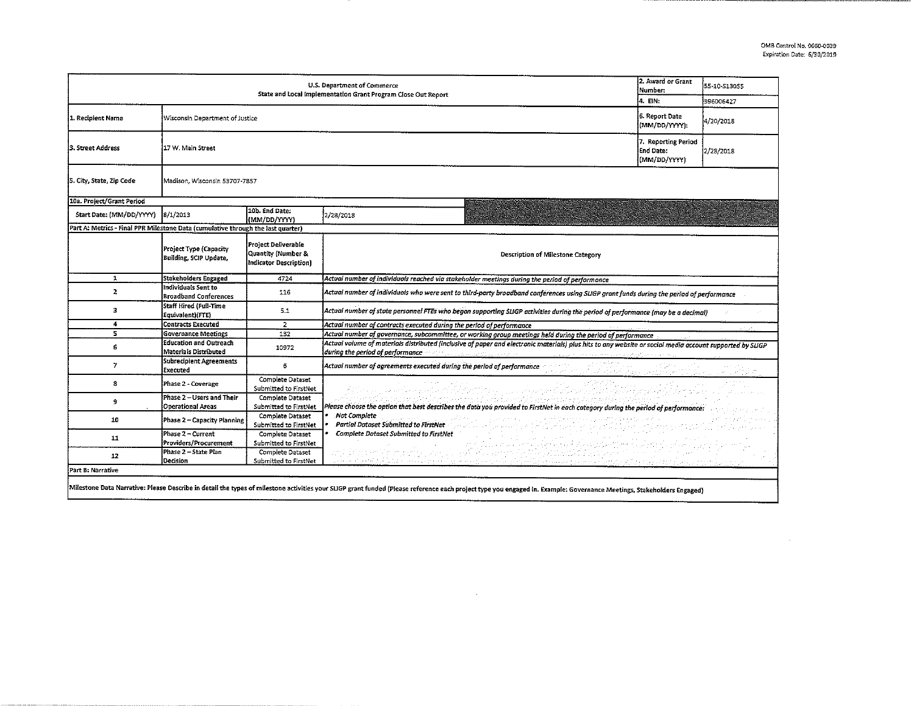OMB Control No. 0660-0039
Expiration Date: 6/30/2019

| U.S. Department of Commerce<br>State and Local Implementation Grant Program Close Out Report | | | | 2. Award or Grant Number: | 55-10-S13055 |
|---|---|---|---|---|---|
| | | | | 4. EIN: | 396006427 |
| 1. Recipient Name | Wisconsin Department of Justice | | | 6. Report Date (MM/DD/YYYY): | 4/20/2018 |
| 3. Street Address | 17 W. Main Street | | | 7. Reporting Period End Date: (MM/DD/YYYY) | 2/28/2018 |
| 5. City, State, Zip Code | Madison, Wisconsin 53707-7857 | | | | |
| 10a. Project/Grant Period | | | | | |
| Start Date: (MM/DD/YYYY) | 8/1/2013 | 10b. End Date: (MM/DD/YYYY) | 2/28/2018 | | |

Part A: Metrics - Final PPR Milestone Data (cumulative through the last quarter)

| | Project Type (Capacity Building, SCIP Update, | Project Deliverable Quantity (Number & Indicator Description) | Description of Milestone Category |
|---|---|---|---|
| 1 | Stakeholders Engaged | 4724 | *Actual number of individuals reached via stakeholder meetings during the period of performance* |
| 2 | Individuals Sent to Broadband Conferences | 116 | *Actual number of individuals who were sent to third-party broadband conferences using SLIGP grant funds during the period of performance* |
| 3 | Staff Hired (Full-Time Equivalent)(FTE) | 5.1 | *Actual number of state personnel FTEs who began supporting SLIGP activities during the period of performance (may be a decimal)* |
| 4 | Contracts Executed | 2 | *Actual number of contracts executed during the period of performance* |
| 5 | Governance Meetings | 132 | *Actual number of governance, subcommittee, or working group meetings held during the period of performance* |
| 6 | Education and Outreach Materials Distributed | 10972 | *Actual volume of materials distributed (inclusive of paper and electronic materials) plus hits to any website or social media account supported by SLIGP during the period of performance* |
| 7 | Subrecipient Agreements Executed | 6 | *Actual number of agreements executed during the period of performance* |
| 8 | Phase 2 - Coverage | Complete Dataset Submitted to FirstNet | *Please choose the option that best describes the data you provided to FirstNet in each category during the period of performance:*<br>• *Not Complete*<br>• *Partial Dataset Submitted to FirstNet*<br>• *Complete Dataset Submitted to FirstNet* |
| 9 | Phase 2 – Users and Their Operational Areas | Complete Dataset Submitted to FirstNet | |
| 10 | Phase 2 – Capacity Planning | Complete Dataset Submitted to FirstNet | |
| 11 | Phase 2 – Current Providers/Procurement | Complete Dataset Submitted to FirstNet | |
| 12 | Phase 2 – State Plan Decision | Complete Dataset Submitted to FirstNet | |

Part B: Narrative

Milestone Data Narrative: Please Describe in detail the types of milestone activities your SLIGP grant funded (Please reference each project type you engaged in. Example: Governance Meetings, Stakeholders Engaged)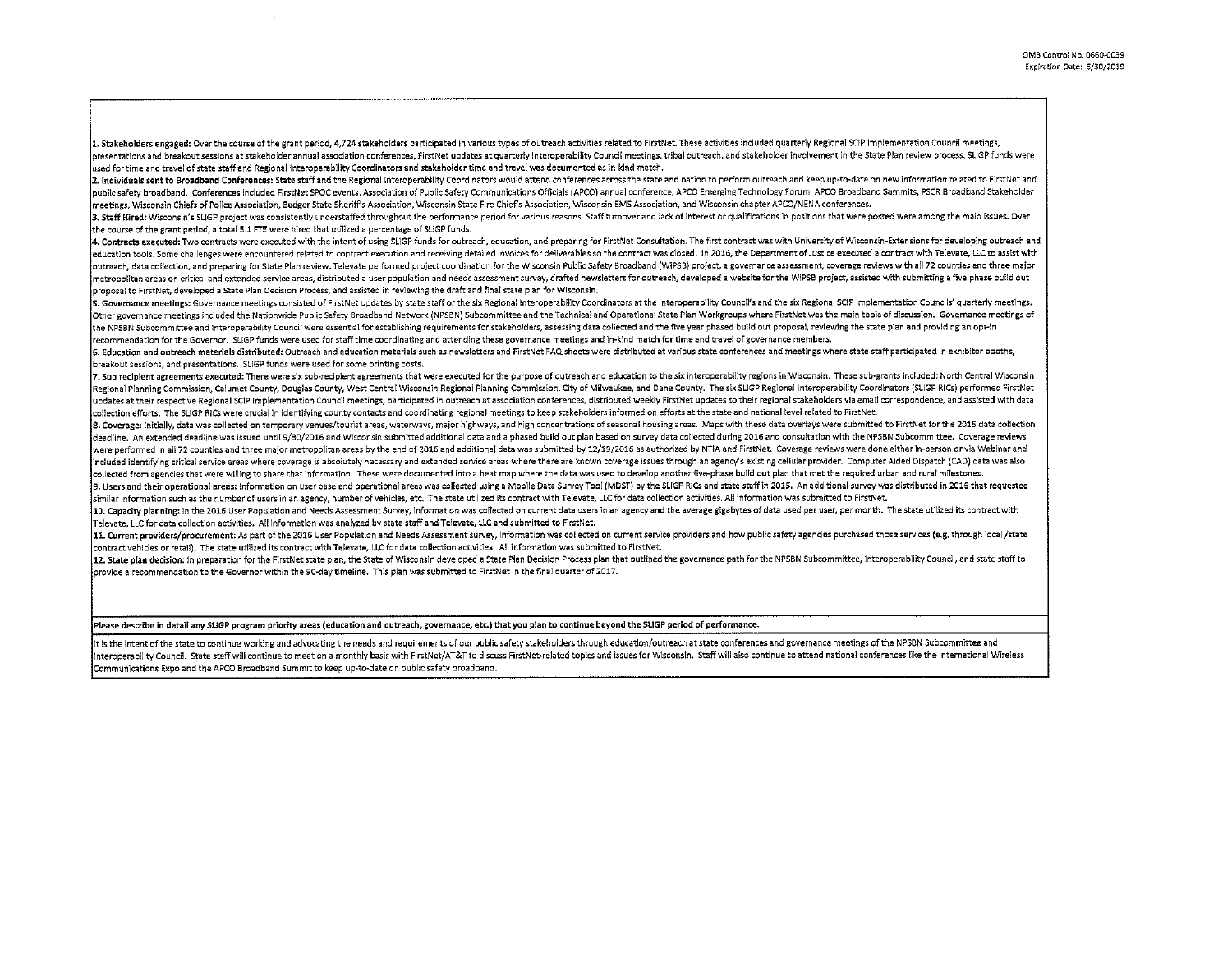1. **Stakeholders engaged:** Over the course of the grant period, 4,724 stakeholders participated in various types of outreach activities related to FirstNet. These activities included quarterly Regional SCIP Implementation Council meetings, presentations and breakout sessions at stakeholder annual association conferences, FirstNet updates at quarterly Interoperability Council meetings, tribal outreach, and stakeholder involvement in the State Plan review process. SLIGP funds were used for time and travel of state staff and Regional Interoperability Coordinators and stakeholder time and travel was documented as in-kind match.

2. **Individuals sent to Broadband Conferences:** State staff and the Regional Interoperability Coordinators would attend conferences across the state and nation to perform outreach and keep up-to-date on new information related to FirstNet and public safety broadband. Conferences included FirstNet SPOC events, Association of Public Safety Communications Officials (APCO) annual conference, APCO Emerging Technology Forum, APCO Broadband Summits, PSCR Broadband Stakeholder meetings, Wisconsin Chiefs of Police Association, Badger State Sheriff's Association, Wisconsin State Fire Chief's Association, Wisconsin EMS Association, and Wisconsin chapter APCO/NENA conferences.

3. **Staff Hired:** Wisconsin's SLIGP project was consistently understaffed throughout the performance period for various reasons. Staff turnover and lack of interest or qualifications in positions that were posted were among the main issues. Over the course of the grant period, a total 5.1 FTE were hired that utilized a percentage of SLIGP funds.

4. **Contracts executed:** Two contracts were executed with the intent of using SLIGP funds for outreach, education, and preparing for FirstNet Consultation. The first contract was with University of Wisconsin-Extensions for developing outreach and education tools. Some challenges were encountered related to contract execution and receiving detailed invoices for deliverables so the contract was closed. In 2016, the Department of Justice executed a contract with Televate, LLC to assist with outreach, data collection, and preparing for State Plan review. Televate performed project coordination for the Wisconsin Public Safety Broadband (WiPSB) project, a governance assessment, coverage reviews with all 72 counties and three major metropolitan areas on critical and extended service areas, distributed a user population and needs assessment survey, drafted newsletters for outreach, developed a website for the WiPSB project, assisted with submitting a five phase build out proposal to FirstNet, developed a State Plan Decision Process, and assisted in reviewing the draft and final state plan for Wisconsin.

5. **Governance meetings:** Governance meetings consisted of FirstNet updates by state staff or the six Regional Interoperability Coordinators at the Interoperability Council's and the six Regional SCIP Implementation Councils' quarterly meetings. Other governance meetings included the Nationwide Public Safety Broadband Network (NPSBN) Subcommittee and the Technical and Operational State Plan Workgroups where FirstNet was the main topic of discussion. Governance meetings of the NPSBN Subcommittee and Interoperability Council were essential for establishing requirements for stakeholders, assessing data collected and the five year phased build out proposal, reviewing the state plan and providing an opt-in recommendation for the Governor. SLIGP funds were used for staff time coordinating and attending these governance meetings and in-kind match for time and travel of governance members.

6. **Education and outreach materials distributed:** Outreach and education materials such as newsletters and FirstNet FAQ sheets were distributed at various state conferences and meetings where state staff participated in exhibitor booths, breakout sessions, and presentations. SLIGP funds were used for some printing costs.

7. **Sub recipient agreements executed:** There were six sub-recipient agreements that were executed for the purpose of outreach and education to the six interoperability regions in Wisconsin. These sub-grants included: North Central Wisconsin Regional Planning Commission, Calumet County, Douglas County, West Central Wisconsin Regional Planning Commission, City of Milwaukee, and Dane County. The six SLIGP Regional Interoperability Coordinators (SLIGP RICs) performed FirstNet updates at their respective Regional SCIP Implementation Council meetings, participated in outreach at association conferences, distributed weekly FirstNet updates to their regional stakeholders via email correspondence, and assisted with data collection efforts. The SLIGP RICs were crucial in identifying county contacts and coordinating regional meetings to keep stakeholders informed on efforts at the state and national level related to FirstNet.

8. **Coverage:** Initially, data was collected on temporary venues/tourist areas, waterways, major highways, and high concentrations of seasonal housing areas. Maps with these data overlays were submitted to FirstNet for the 2015 data collection deadline. An extended deadline was issued until 9/30/2016 and Wisconsin submitted additional data and a phased build out plan based on survey data collected during 2016 and consultation with the NPSBN Subcommittee. Coverage reviews were performed in all 72 counties and three major metropolitan areas by the end of 2016 and additional data was submitted by 12/19/2016 as authorized by NTIA and FirstNet. Coverage reviews were done either in-person or via Webinar and included identifying critical service areas where coverage is absolutely necessary and extended service areas where there are known coverage issues through an agency's existing cellular provider. Computer Aided Dispatch (CAD) data was also collected from agencies that were willing to share that information. These were documented into a heat map where the data was used to develop another five-phase build out plan that met the required urban and rural milestones.

9. **Users and their operational areas:** Information on user base and operational areas was collected using a Mobile Data Survey Tool (MDST) by the SLIGP RICs and state staff in 2015. An additional survey was distributed in 2016 that requested similar information such as the number of users in an agency, number of vehicles, etc. The state utilized its contract with Televate, LLC for data collection activities. All information was submitted to FirstNet.

10. **Capacity planning:** In the 2016 User Population and Needs Assessment Survey, information was collected on current data users in an agency and the average gigabytes of data used per user, per month. The state utilized its contract with Televate, LLC for data collection activities. All information was analyzed by state staff and Televate, LLC and submitted to FirstNet.

11. **Current providers/procurement:** As part of the 2016 User Population and Needs Assessment survey, information was collected on current service providers and how public safety agencies purchased those services (e.g. through local /state contract vehicles or retail). The state utilized its contract with Televate, LLC for data collection activities. All information was submitted to FirstNet.

12. **State plan decision:** In preparation for the FirstNet state plan, the State of Wisconsin developed a State Plan Decision Process plan that outlined the governance path for the NPSBN Subcommittee, Interoperability Council, and state staff to provide a recommendation to the Governor within the 90-day timeline. This plan was submitted to FirstNet in the final quarter of 2017.

**Please describe in detail any SLIGP program priority areas (education and outreach, governance, etc.) that you plan to continue beyond the SLIGP period of performance.**

It is the intent of the state to continue working and advocating the needs and requirements of our public safety stakeholders through education/outreach at state conferences and governance meetings of the NPSBN Subcommittee and Interoperability Council. State staff will continue to meet on a monthly basis with FirstNet/AT&T to discuss FirstNet-related topics and issues for Wisconsin. Staff will also continue to attend national conferences like the International Wireless Communications Expo and the APCO Broadband Summit to keep up-to-date on public safety broadband.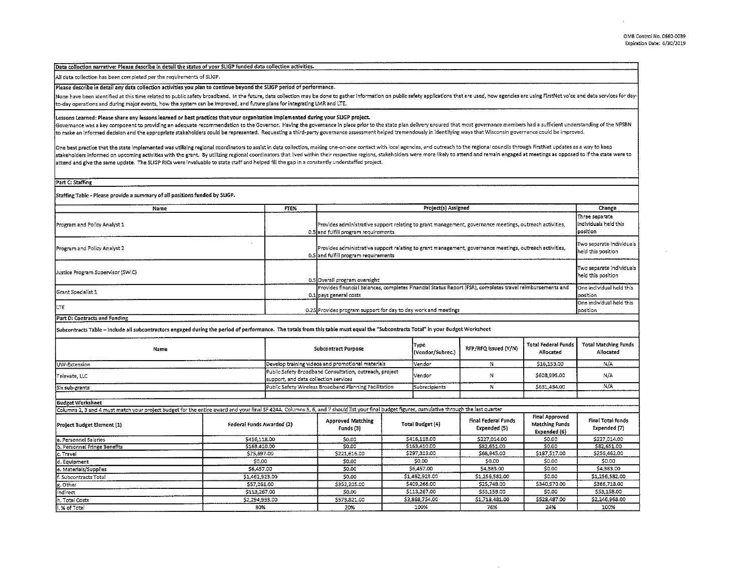OMB Control No. 0660-0039
Expiration Date: 6/30/2019

**Data collection narrative: Please describe in detail the status of your SLIGP funded data collection activities.**

All data collection has been completed per the requirements of SLIGP.

**Please describe in detail any data collection activities you plan to continue beyond the SLIGP period of performance.**

None have been identified at this time related to public safety broadband. In the future, data collection may be done to gather information on public safety applications that are used, how agencies are using FirstNet voice and data services for day-to-day operations and during major events, how the system can be improved, and future plans for integrating LMR and LTE.

**Lessons Learned: Please share any lessons learned or best practices that your organization implemented during your SLIGP project.**

Governance was a key component to providing an adequate recommendation to the Governor. Having the governance in place prior to the state plan delivery ensured that most governance members had a sufficient understanding of the NPSBN to make an informed decision and the appropriate stakeholders could be represented. Requesting a third-party governance assessment helped tremendously in identifying ways that Wisconsin governance could be improved.

One best practice that the state implemented was utilizing regional coordinators to assist in data collection, making one-on-one contact with local agencies, and outreach to the regional councils through FirstNet updates as a way to keep stakeholders informed on upcoming activities with the grant. By utilizing regional coordinators that lived within their respective regions, stakeholders were more likely to attend and remain engaged at meetings as opposed to if the state were to attend and give the same update. The SLIGP RICs were invaluable to state staff and helped fill the gap in a constantly understaffed project.

**Part C: Staffing**

**Staffing Table - Please provide a summary of all positions funded by SLIGP.**

| Name | FTE% | Project(s) Assigned | Change |
|---|---|---|---|
| Program and Policy Analyst 1 | 0.5 | Provides administrative support relating to grant management, governance meetings, outreach activities, and fulfill program requirements | Three separate individuals held this position |
| Program and Policy Analyst 2 | 0.5 | Provides administrative support relating to grant management, governance meetings, outreach activities, and fulfill program requirements | Two separate individuals held this position |
| Justice Program Supervisor (SWIC) | 0.5 | Overall program oversight | Two separate individuals held this position |
| Grant Specialist 1 | 0.1 | Provides financial balances, completes Financial Status Report (FSR), completes travel reimbursements and pays general costs | One individual held this position |
| LTE | 0.25 | Provides program support for day to day work and meetings | One individual held this position |

**Part D: Contracts and Funding**

**Subcontracts Table – Include all subcontractors engaged during the period of performance. The totals from this table must equal the "Subcontracts Total" in your Budget Worksheet**

| Name | Subcontract Purpose | Type (Vendor/Subrec.) | RFP/RFQ Issued (Y/N) | Total Federal Funds Allocated | Total Matching Funds Allocated |
|---|---|---|---|---|---|
| UW-Extension | Develop training videos and promotional materials | Vendor | N | $16,153.00 | N/A |
| Televate, LLC | Public Safety Broadband Consultation, outreach, project support, and data collection services | Vendor | N | $608,995.00 | N/A |
| Six sub-grants | Public Safety Wireless Broadband Planning Facilitation | Subrecipients | N | $631,434.00 | N/A |

**Budget Worksheet**

Columns 2, 3 and 4 must match your project budget for the entire award and your final SF 424A. Columns 5, 6, and 7 should list your final budget figures, cumulative through the last quarter

| Project Budget Element (1) | Federal Funds Awarded (2) | Approved Matching Funds (3) | Total Budget (4) | Final Federal Funds Expended (5) | Final Approved Matching Funds Expended (6) | Final Total funds Expended (7) |
|---|---|---|---|---|---|---|
| a. Personnel Salaries | $416,118.00 | $0.00 | $416,118.00 | $227,014.00 | $0.00 | $227,014.00 |
| b. Personnel Fringe Benefits | $163,410.00 | $0.00 | $163,410.00 | $82,651.00 | $0.00 | $82,651.00 |
| c. Travel | $75,697.00 | $221,616.00 | $297,313.00 | $68,945.00 | $187,517.00 | $256,462.00 |
| d. Equipment | $0.00 | $0.00 | $0.00 | $0.00 | $0.00 | $0.00 |
| e. Materials/Supplies | $6,457.00 | $0.00 | $6,457.00 | $4,383.00 | $0.00 | $4,383.00 |
| f. Subcontracts Total | $1,462,923.00 | $0.00 | $1,462,923.00 | $1,256,582.00 | $0.00 | $1,256,582.00 |
| g. Other | $57,061.00 | $352,205.00 | $409,266.00 | $25,748.00 | $340,970.00 | $366,718.00 |
| Indirect | $113,267.00 | $0.00 | $113,267.00 | $53,158.00 | $0.00 | $53,158.00 |
| h. Total Costs | $2,294,933.00 | $573,821.00 | $2,868,754.00 | $1,718,481.00 | $528,487.00 | $2,246,968.00 |
| i. % of Total | 80% | 20% | 100% | 76% | 24% | 100% |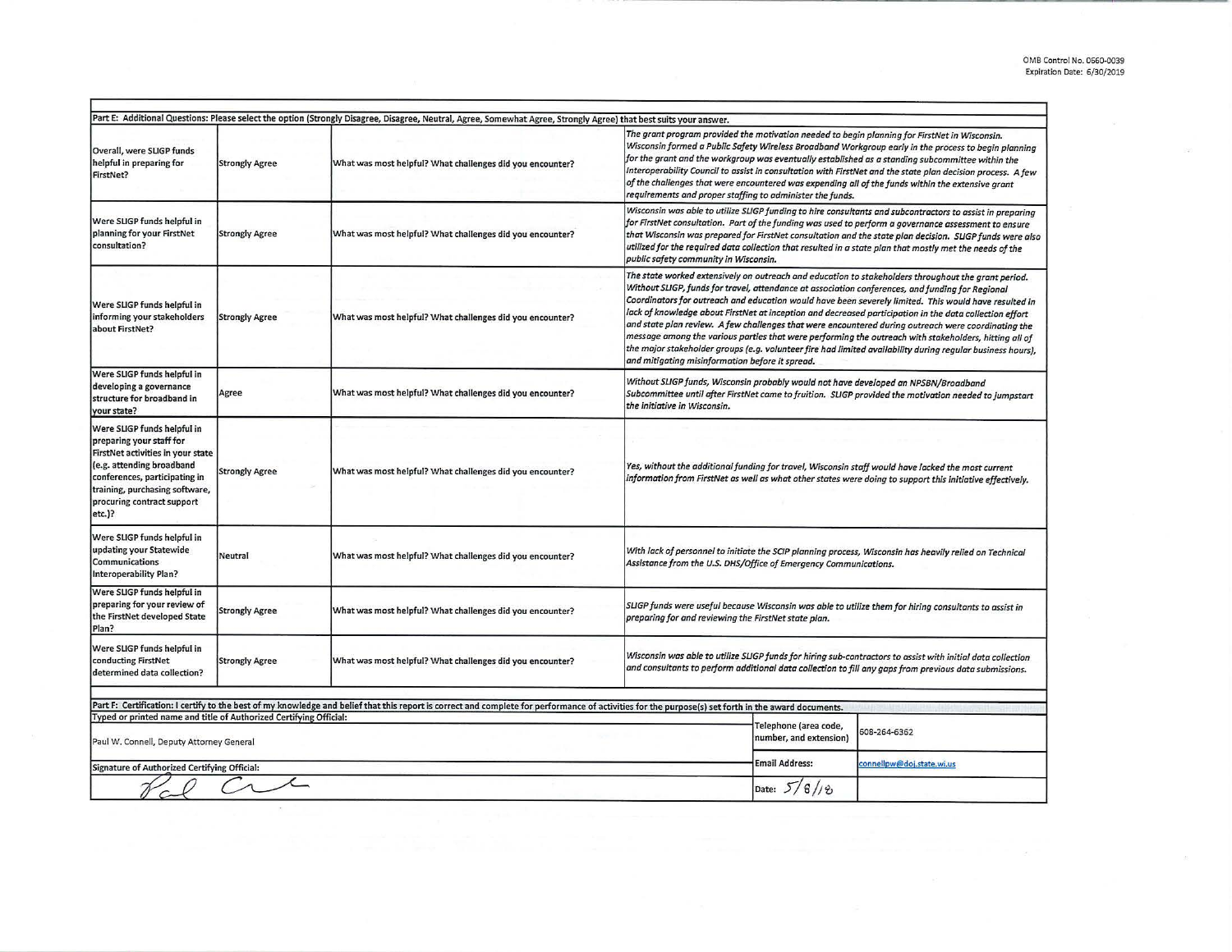OMB Control No. 0660-0039
Expiration Date: 6/30/2019

| Part E: Additional Questions: Please select the option (Strongly Disagree, Disagree, Neutral, Agree, Somewhat Agree, Strongly Agree) that best suits your answer. | | | |
|---|---|---|---|
| Overall, were SLIGP funds helpful in preparing for FirstNet? | Strongly Agree | What was most helpful? What challenges did you encounter? | *The grant program provided the motivation needed to begin planning for FirstNet in Wisconsin. Wisconsin formed a Public Safety Wireless Broadband Workgroup early in the process to begin planning for the grant and the workgroup was eventually established as a standing subcommittee within the Interoperability Council to assist in consultation with FirstNet and the state plan decision process. A few of the challenges that were encountered was expending all of the funds within the extensive grant requirements and proper staffing to administer the funds.* |
| Were SLIGP funds helpful in planning for your FirstNet consultation? | Strongly Agree | What was most helpful? What challenges did you encounter? | *Wisconsin was able to utilize SLIGP funding to hire consultants and subcontractors to assist in preparing for FirstNet consultation. Part of the funding was used to perform a governance assessment to ensure that Wisconsin was prepared for FirstNet consultation and the state plan decision. SLIGP funds were also utilized for the required data collection that resulted in a state plan that mostly met the needs of the public safety community in Wisconsin.* |
| Were SLIGP funds helpful in informing your stakeholders about FirstNet? | Strongly Agree | What was most helpful? What challenges did you encounter? | *The state worked extensively on outreach and education to stakeholders throughout the grant period. Without SLIGP, funds for travel, attendance at association conferences, and funding for Regional Coordinators for outreach and education would have been severely limited. This would have resulted in lack of knowledge about FirstNet at inception and decreased participation in the data collection effort and state plan review. A few challenges that were encountered during outreach were coordinating the message among the various parties that were performing the outreach with stakeholders, hitting all of the major stakeholder groups (e.g. volunteer fire had limited availability during regular business hours), and mitigating misinformation before it spread.* |
| Were SLIGP funds helpful in developing a governance structure for broadband in your state? | Agree | What was most helpful? What challenges did you encounter? | *Without SLIGP funds, Wisconsin probably would not have developed an NPSBN/Broadband Subcommittee until after FirstNet came to fruition. SLIGP provided the motivation needed to jumpstart the initiative in Wisconsin.* |
| Were SLIGP funds helpful in preparing your staff for FirstNet activities in your state (e.g. attending broadband conferences, participating in training, purchasing software, procuring contract support etc.)? | Strongly Agree | What was most helpful? What challenges did you encounter? | *Yes, without the additional funding for travel, Wisconsin staff would have lacked the most current information from FirstNet as well as what other states were doing to support this initiative effectively.* |
| Were SLIGP funds helpful in updating your Statewide Communications Interoperability Plan? | Neutral | What was most helpful? What challenges did you encounter? | *With lack of personnel to initiate the SCIP planning process, Wisconsin has heavily relied on Technical Assistance from the U.S. DHS/Office of Emergency Communications.* |
| Were SLIGP funds helpful in preparing for your review of the FirstNet developed State Plan? | Strongly Agree | What was most helpful? What challenges did you encounter? | *SLIGP funds were useful because Wisconsin was able to utilize them for hiring consultants to assist in preparing for and reviewing the FirstNet state plan.* |
| Were SLIGP funds helpful in conducting FirstNet determined data collection? | Strongly Agree | What was most helpful? What challenges did you encounter? | *Wisconsin was able to utilize SLIGP funds for hiring sub-contractors to assist with initial data collection and consultants to perform additional data collection to fill any gaps from previous data submissions.* |

| Part F: Certification: I certify to the best of my knowledge and belief that this report is correct and complete for performance of activities for the purpose(s) set forth in the award documents. | | |
|---|---|---|
| Typed or printed name and title of Authorized Certifying Official: | | |
| Paul W. Connell, Deputy Attorney General | Telephone (area code, number, and extension) | 608-264-6362 |
| Signature of Authorized Certifying Official: | Email Address: | connellpw@doj.state.wi.us |
| Paul Connell | Date: 5/8/18 | |